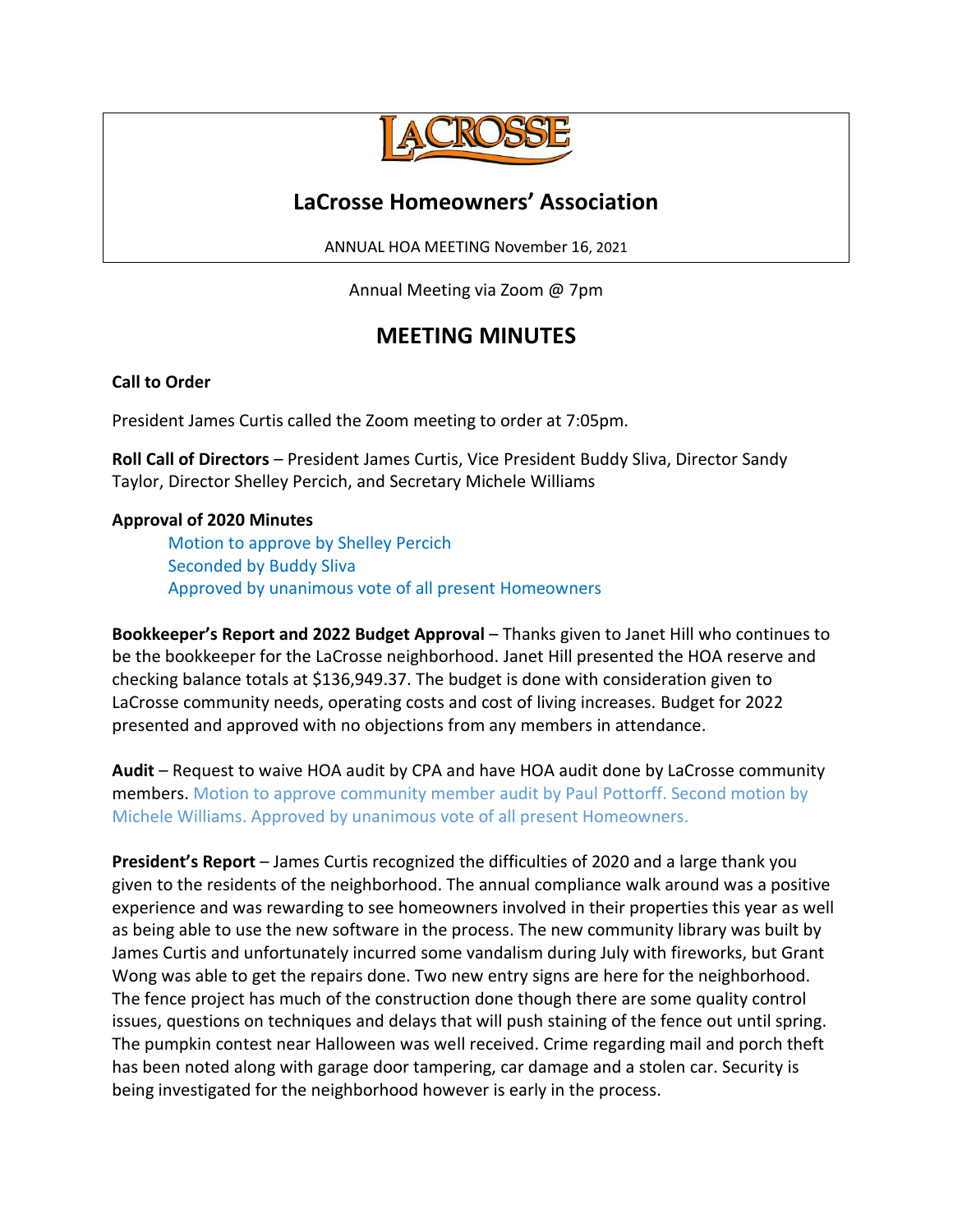LACROSSE

# LaCrosse Homeowners' Association

ANNUAL HOA MEETING November 16, 2021

Annual Meeting via Zoom @ 7pm

## MEETING MINUTES

**Call to Order**

President James Curtis called the Zoom meeting to order at 7:05pm.

**Roll Call of Directors** – President James Curtis, Vice President Buddy Sliva, Director Sandy Taylor, Director Shelley Percich, and Secretary Michele Williams

**Approval of 2020 Minutes**

Motion to approve by Shelley Percich
Seconded by Buddy Sliva
Approved by unanimous vote of all present Homeowners

**Bookkeeper's Report and 2022 Budget Approval** – Thanks given to Janet Hill who continues to be the bookkeeper for the LaCrosse neighborhood. Janet Hill presented the HOA reserve and checking balance totals at $136,949.37. The budget is done with consideration given to LaCrosse community needs, operating costs and cost of living increases. Budget for 2022 presented and approved with no objections from any members in attendance.

**Audit** – Request to waive HOA audit by CPA and have HOA audit done by LaCrosse community members. Motion to approve community member audit by Paul Pottorff. Second motion by Michele Williams. Approved by unanimous vote of all present Homeowners.

**President's Report** – James Curtis recognized the difficulties of 2020 and a large thank you given to the residents of the neighborhood. The annual compliance walk around was a positive experience and was rewarding to see homeowners involved in their properties this year as well as being able to use the new software in the process. The new community library was built by James Curtis and unfortunately incurred some vandalism during July with fireworks, but Grant Wong was able to get the repairs done. Two new entry signs are here for the neighborhood. The fence project has much of the construction done though there are some quality control issues, questions on techniques and delays that will push staining of the fence out until spring. The pumpkin contest near Halloween was well received. Crime regarding mail and porch theft has been noted along with garage door tampering, car damage and a stolen car. Security is being investigated for the neighborhood however is early in the process.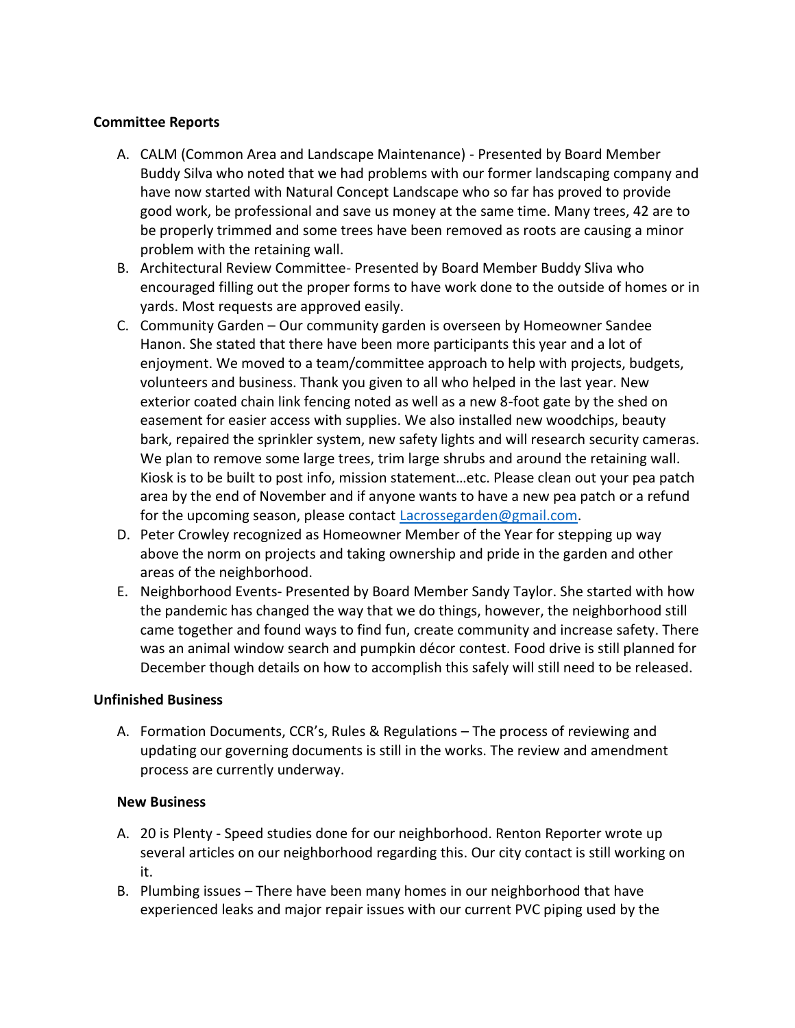**Committee Reports**

A. CALM (Common Area and Landscape Maintenance) - Presented by Board Member Buddy Silva who noted that we had problems with our former landscaping company and have now started with Natural Concept Landscape who so far has proved to provide good work, be professional and save us money at the same time. Many trees, 42 are to be properly trimmed and some trees have been removed as roots are causing a minor problem with the retaining wall.
B. Architectural Review Committee- Presented by Board Member Buddy Sliva who encouraged filling out the proper forms to have work done to the outside of homes or in yards. Most requests are approved easily.
C. Community Garden – Our community garden is overseen by Homeowner Sandee Hanon. She stated that there have been more participants this year and a lot of enjoyment. We moved to a team/committee approach to help with projects, budgets, volunteers and business. Thank you given to all who helped in the last year. New exterior coated chain link fencing noted as well as a new 8-foot gate by the shed on easement for easier access with supplies. We also installed new woodchips, beauty bark, repaired the sprinkler system, new safety lights and will research security cameras. We plan to remove some large trees, trim large shrubs and around the retaining wall. Kiosk is to be built to post info, mission statement…etc. Please clean out your pea patch area by the end of November and if anyone wants to have a new pea patch or a refund for the upcoming season, please contact Lacrossegarden@gmail.com.
D. Peter Crowley recognized as Homeowner Member of the Year for stepping up way above the norm on projects and taking ownership and pride in the garden and other areas of the neighborhood.
E. Neighborhood Events- Presented by Board Member Sandy Taylor. She started with how the pandemic has changed the way that we do things, however, the neighborhood still came together and found ways to find fun, create community and increase safety. There was an animal window search and pumpkin décor contest. Food drive is still planned for December though details on how to accomplish this safely will still need to be released.

**Unfinished Business**

A. Formation Documents, CCR's, Rules & Regulations – The process of reviewing and updating our governing documents is still in the works. The review and amendment process are currently underway.

**New Business**

A. 20 is Plenty - Speed studies done for our neighborhood. Renton Reporter wrote up several articles on our neighborhood regarding this. Our city contact is still working on it.
B. Plumbing issues – There have been many homes in our neighborhood that have experienced leaks and major repair issues with our current PVC piping used by the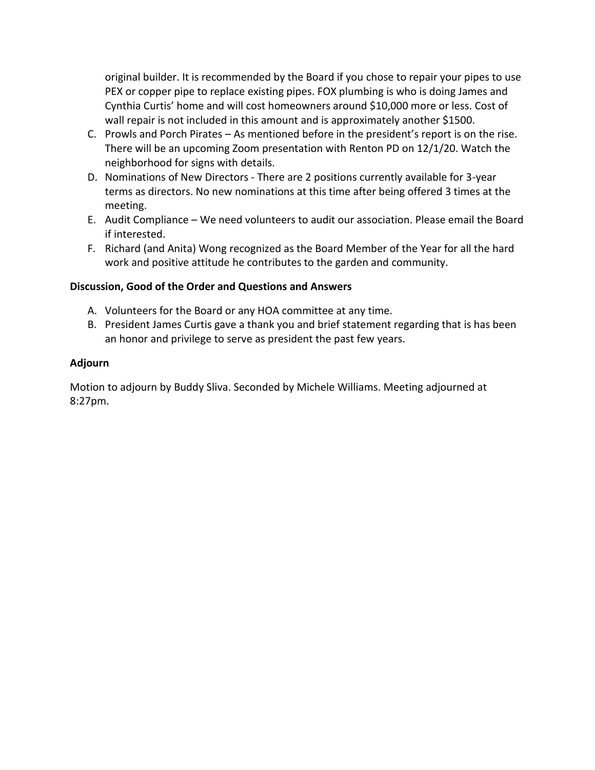original builder. It is recommended by the Board if you chose to repair your pipes to use PEX or copper pipe to replace existing pipes. FOX plumbing is who is doing James and Cynthia Curtis' home and will cost homeowners around $10,000 more or less. Cost of wall repair is not included in this amount and is approximately another $1500.

C. Prowls and Porch Pirates – As mentioned before in the president's report is on the rise. There will be an upcoming Zoom presentation with Renton PD on 12/1/20. Watch the neighborhood for signs with details.
D. Nominations of New Directors - There are 2 positions currently available for 3-year terms as directors. No new nominations at this time after being offered 3 times at the meeting.
E. Audit Compliance – We need volunteers to audit our association. Please email the Board if interested.
F. Richard (and Anita) Wong recognized as the Board Member of the Year for all the hard work and positive attitude he contributes to the garden and community.

**Discussion, Good of the Order and Questions and Answers**

A. Volunteers for the Board or any HOA committee at any time.
B. President James Curtis gave a thank you and brief statement regarding that is has been an honor and privilege to serve as president the past few years.

**Adjourn**

Motion to adjourn by Buddy Sliva. Seconded by Michele Williams. Meeting adjourned at 8:27pm.